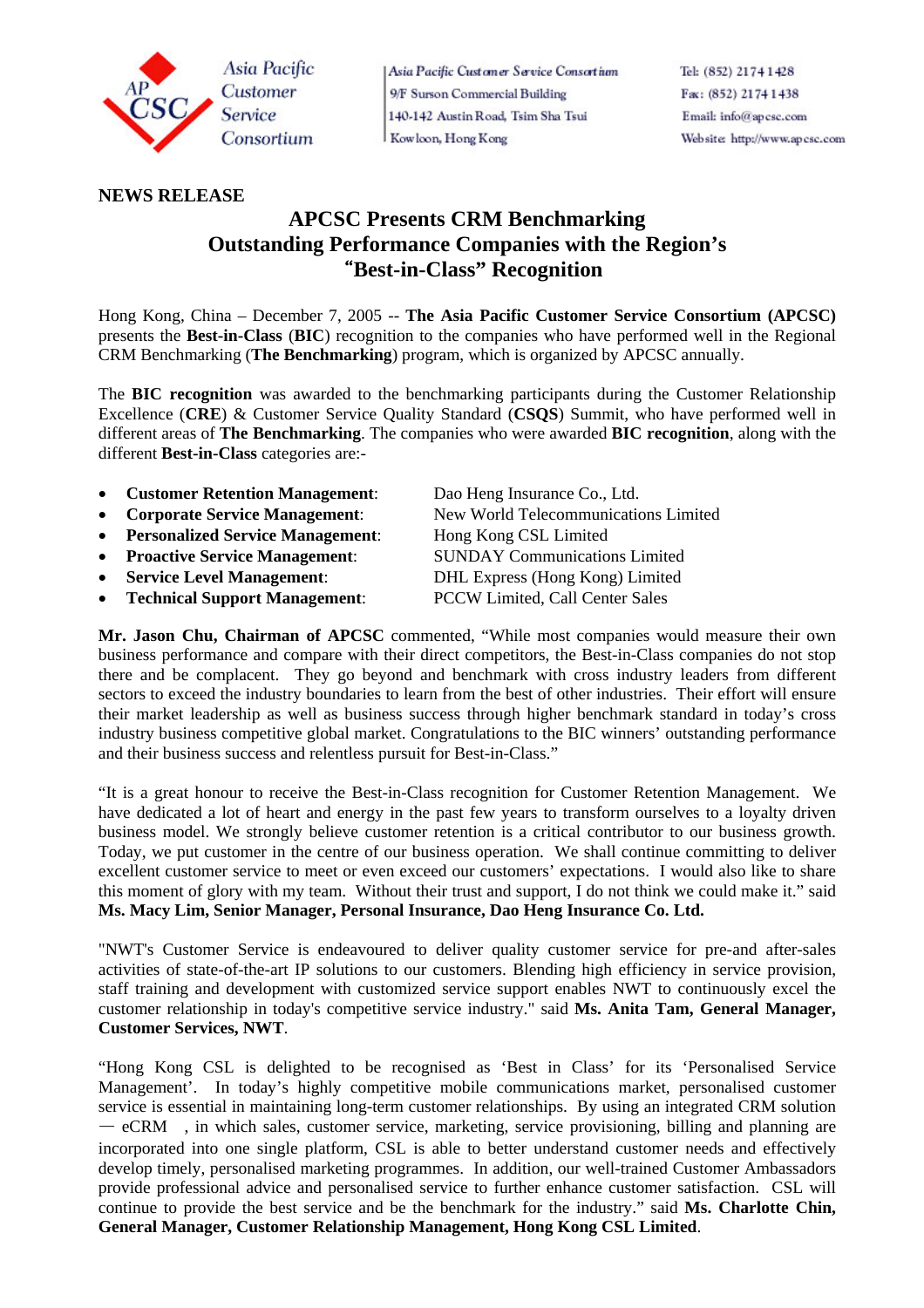Asia Pacific Customer Service Consortium

Asia Pacific Customer Service Consortium
9/F Surson Commercial Building
140-142 Austin Road, Tsim Sha Tsui
Kowloon, Hong Kong

Tel: (852) 2174 1428
Fax: (852) 2174 1438
Email: info@apcsc.com
Website: http://www.apcsc.com

**NEWS RELEASE**

# APCSC Presents CRM Benchmarking Outstanding Performance Companies with the Region's "Best-in-Class" Recognition

Hong Kong, China – December 7, 2005 -- **The Asia Pacific Customer Service Consortium (APCSC)** presents the **Best-in-Class** (**BIC**) recognition to the companies who have performed well in the Regional CRM Benchmarking (**The Benchmarking**) program, which is organized by APCSC annually.

The **BIC recognition** was awarded to the benchmarking participants during the Customer Relationship Excellence (**CRE**) & Customer Service Quality Standard (**CSQS**) Summit, who have performed well in different areas of **The Benchmarking**. The companies who were awarded **BIC recognition**, along with the different **Best-in-Class** categories are:-

- **Customer Retention Management**: Dao Heng Insurance Co., Ltd.
- **Corporate Service Management**: New World Telecommunications Limited
- **Personalized Service Management**: Hong Kong CSL Limited
- **Proactive Service Management**: SUNDAY Communications Limited
- **Service Level Management**: DHL Express (Hong Kong) Limited
- **Technical Support Management**: PCCW Limited, Call Center Sales

**Mr. Jason Chu, Chairman of APCSC** commented, "While most companies would measure their own business performance and compare with their direct competitors, the Best-in-Class companies do not stop there and be complacent. They go beyond and benchmark with cross industry leaders from different sectors to exceed the industry boundaries to learn from the best of other industries. Their effort will ensure their market leadership as well as business success through higher benchmark standard in today's cross industry business competitive global market. Congratulations to the BIC winners' outstanding performance and their business success and relentless pursuit for Best-in-Class."

"It is a great honour to receive the Best-in-Class recognition for Customer Retention Management. We have dedicated a lot of heart and energy in the past few years to transform ourselves to a loyalty driven business model. We strongly believe customer retention is a critical contributor to our business growth. Today, we put customer in the centre of our business operation. We shall continue committing to deliver excellent customer service to meet or even exceed our customers' expectations. I would also like to share this moment of glory with my team. Without their trust and support, I do not think we could make it." said **Ms. Macy Lim, Senior Manager, Personal Insurance, Dao Heng Insurance Co. Ltd.**

"NWT's Customer Service is endeavoured to deliver quality customer service for pre-and after-sales activities of state-of-the-art IP solutions to our customers. Blending high efficiency in service provision, staff training and development with customized service support enables NWT to continuously excel the customer relationship in today's competitive service industry." said **Ms. Anita Tam, General Manager, Customer Services, NWT**.

"Hong Kong CSL is delighted to be recognised as 'Best in Class' for its 'Personalised Service Management'. In today's highly competitive mobile communications market, personalised customer service is essential in maintaining long-term customer relationships. By using an integrated CRM solution — eCRM , in which sales, customer service, marketing, service provisioning, billing and planning are incorporated into one single platform, CSL is able to better understand customer needs and effectively develop timely, personalised marketing programmes. In addition, our well-trained Customer Ambassadors provide professional advice and personalised service to further enhance customer satisfaction. CSL will continue to provide the best service and be the benchmark for the industry." said **Ms. Charlotte Chin, General Manager, Customer Relationship Management, Hong Kong CSL Limited**.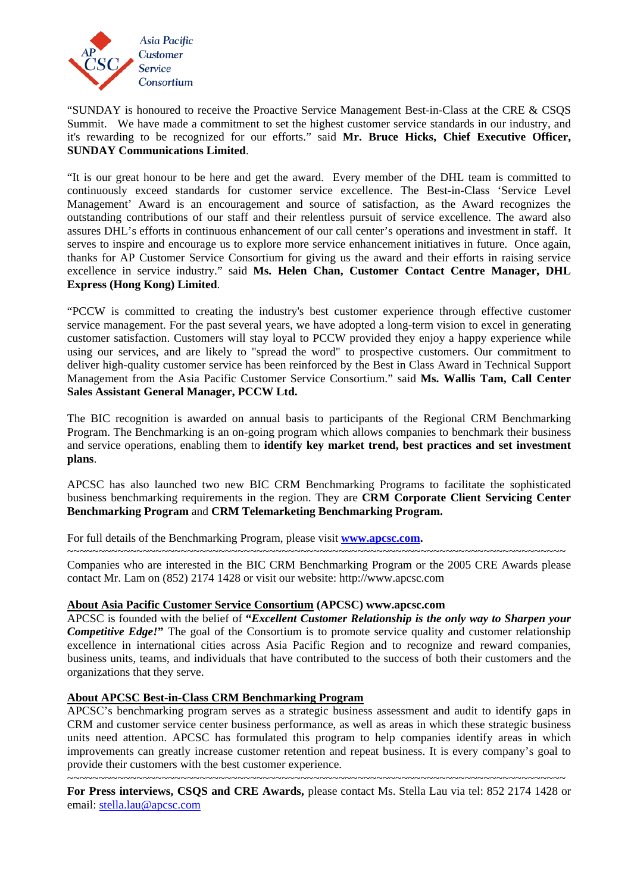"SUNDAY is honoured to receive the Proactive Service Management Best-in-Class at the CRE & CSQS Summit. We have made a commitment to set the highest customer service standards in our industry, and it's rewarding to be recognized for our efforts." said **Mr. Bruce Hicks, Chief Executive Officer, SUNDAY Communications Limited**.

"It is our great honour to be here and get the award. Every member of the DHL team is committed to continuously exceed standards for customer service excellence. The Best-in-Class 'Service Level Management' Award is an encouragement and source of satisfaction, as the Award recognizes the outstanding contributions of our staff and their relentless pursuit of service excellence. The award also assures DHL's efforts in continuous enhancement of our call center's operations and investment in staff. It serves to inspire and encourage us to explore more service enhancement initiatives in future. Once again, thanks for AP Customer Service Consortium for giving us the award and their efforts in raising service excellence in service industry." said **Ms. Helen Chan, Customer Contact Centre Manager, DHL Express (Hong Kong) Limited**.

"PCCW is committed to creating the industry's best customer experience through effective customer service management. For the past several years, we have adopted a long-term vision to excel in generating customer satisfaction. Customers will stay loyal to PCCW provided they enjoy a happy experience while using our services, and are likely to "spread the word" to prospective customers. Our commitment to deliver high-quality customer service has been reinforced by the Best in Class Award in Technical Support Management from the Asia Pacific Customer Service Consortium." said **Ms. Wallis Tam, Call Center Sales Assistant General Manager, PCCW Ltd.**

The BIC recognition is awarded on annual basis to participants of the Regional CRM Benchmarking Program. The Benchmarking is an on-going program which allows companies to benchmark their business and service operations, enabling them to **identify key market trend, best practices and set investment plans**.

APCSC has also launched two new BIC CRM Benchmarking Programs to facilitate the sophisticated business benchmarking requirements in the region. They are **CRM Corporate Client Servicing Center Benchmarking Program** and **CRM Telemarketing Benchmarking Program.**

For full details of the Benchmarking Program, please visit **www.apcsc.com.**

~~~~~~~~~~~~~~~~~~~~~~~~~~~~~~~~~~~~~~~~~~~~~~~~~~~~~~~~~~~~~~~~~~~~~~~~~~~~~~~~~~

Companies who are interested in the BIC CRM Benchmarking Program or the 2005 CRE Awards please contact Mr. Lam on (852) 2174 1428 or visit our website: http://www.apcsc.com

**About Asia Pacific Customer Service Consortium (APCSC) www.apcsc.com**

APCSC is founded with the belief of ***"Excellent Customer Relationship is the only way to Sharpen your Competitive Edge!"*** The goal of the Consortium is to promote service quality and customer relationship excellence in international cities across Asia Pacific Region and to recognize and reward companies, business units, teams, and individuals that have contributed to the success of both their customers and the organizations that they serve.

**About APCSC Best-in-Class CRM Benchmarking Program**

APCSC's benchmarking program serves as a strategic business assessment and audit to identify gaps in CRM and customer service center business performance, as well as areas in which these strategic business units need attention. APCSC has formulated this program to help companies identify areas in which improvements can greatly increase customer retention and repeat business. It is every company's goal to provide their customers with the best customer experience.

~~~~~~~~~~~~~~~~~~~~~~~~~~~~~~~~~~~~~~~~~~~~~~~~~~~~~~~~~~~~~~~~~~~~~~~~~~~~~~~~~~

**For Press interviews, CSQS and CRE Awards,** please contact Ms. Stella Lau via tel: 852 2174 1428 or email: stella.lau@apcsc.com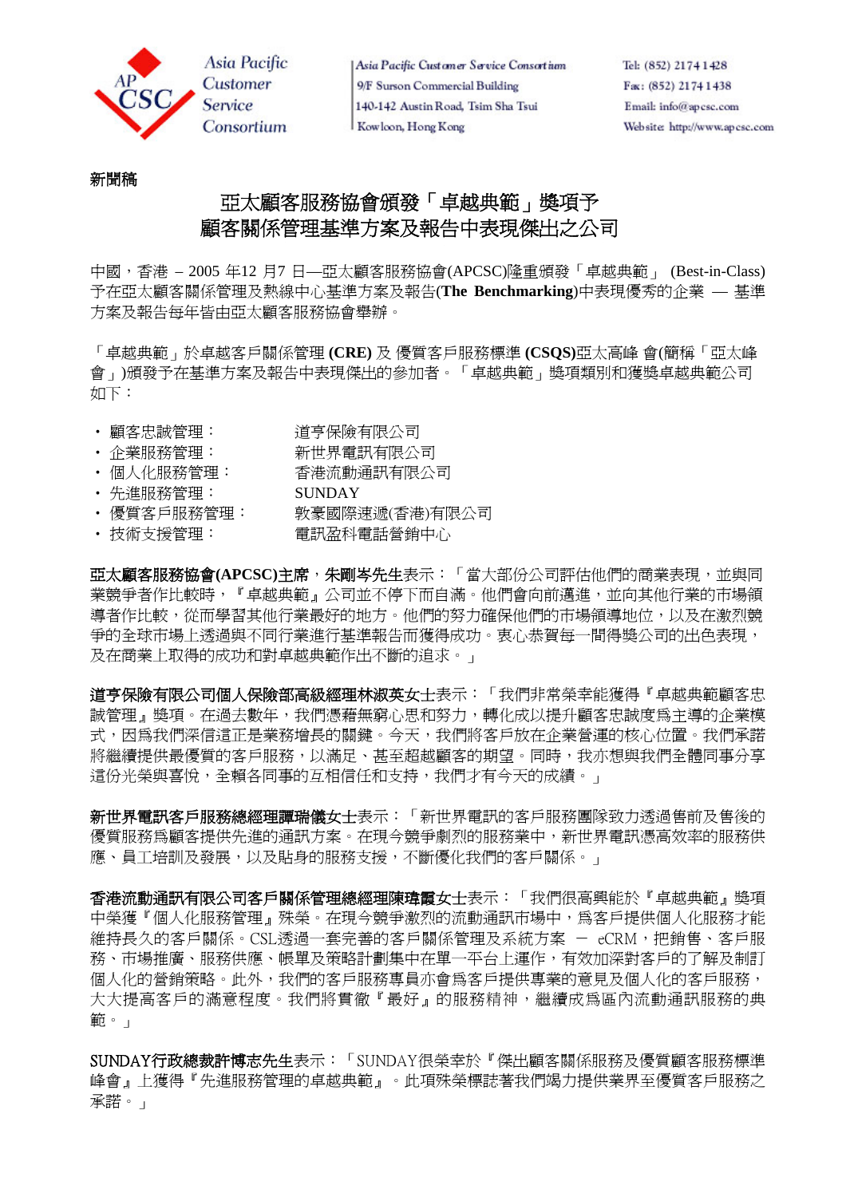Asia Pacific Customer Service Consortium

Asia Pacific Customer Service Consortium
9/F Surson Commercial Building
140-142 Austin Road, Tsim Sha Tsui
Kowloon, Hong Kong

Tel: (852) 2174 1428
Fax: (852) 2174 1438
Email: info@apcsc.com
Website: http://www.apcsc.com

**新聞稿**

# 亞太顧客服務協會頒發「卓越典範」獎項予顧客關係管理基準方案及報告中表現傑出之公司

中國，香港 – 2005 年12 月7 日—亞太顧客服務協會(APCSC)隆重頒發「卓越典範」 (Best-in-Class)予在亞太顧客關係管理及熱線中心基準方案及報告(**The Benchmarking**)中表現優秀的企業 — 基準方案及報告每年皆由亞太顧客服務協會舉辦。

「卓越典範」於卓越客戶關係管理 **(CRE)** 及 優質客戶服務標準 **(CSQS)**亞太高峰 會(簡稱「亞太峰會」)頒發予在基準方案及報告中表現傑出的參加者。「卓越典範」獎項類別和獲獎卓越典範公司如下：

| | |
|---|---|
| • 顧客忠誠管理： | 道亨保險有限公司 |
| • 企業服務管理： | 新世界電訊有限公司 |
| • 個人化服務管理： | 香港流動通訊有限公司 |
| • 先進服務管理： | SUNDAY |
| • 優質客戶服務管理： | 敦豪國際速遞(香港)有限公司 |
| • 技術支援管理： | 電訊盈科電話營銷中心 |

**亞太顧客服務協會(APCSC)主席，朱剛岑先生**表示：「當大部份公司評估他們的商業表現，並與同業競爭者作比較時，『卓越典範』公司並不停下而自滿。他們會向前邁進，並向其他行業的市場領導者作比較，從而學習其他行業最好的地方。他們的努力確保他們的市場領導地位，以及在激烈競爭的全球市場上透過與不同行業進行基準報告而獲得成功。衷心恭賀每一間得獎公司的出色表現，及在商業上取得的成功和對卓越典範作出不斷的追求。」

**道亨保險有限公司個人保險部高級經理林淑英女士**表示：「我們非常榮幸能獲得『卓越典範顧客忠誠管理』獎項。在過去數年，我們憑藉無窮心思和努力，轉化成以提升顧客忠誠度爲主導的企業模式，因爲我們深信這正是業務增長的關鍵。今天，我們將客戶放在企業營運的核心位置。我們承諾將繼續提供最優質的客戶服務，以滿足、甚至超越顧客的期望。同時，我亦想與我們全體同事分享這份光榮與喜悅，全賴各同事的互相信任和支持，我們才有今天的成績。」

**新世界電訊客戶服務總經理譚瑞儀女士**表示：「新世界電訊的客戶服務團隊致力透過售前及售後的優質服務爲顧客提供先進的通訊方案。在現今競爭劇烈的服務業中，新世界電訊憑高效率的服務供應、員工培訓及發展，以及貼身的服務支援，不斷優化我們的客戶關係。」

**香港流動通訊有限公司客戶關係管理總經理陳瑋霞女士**表示：「我們很高興能於『卓越典範』獎項中榮獲『個人化服務管理』殊榮。在現今競爭激烈的流動通訊市場中，爲客戶提供個人化服務才能維持長久的客戶關係。CSL透過一套完善的客戶關係管理及系統方案 – eCRM，把銷售、客戶服務、市場推廣、服務供應、帳單及策略計劃集中在單一平台上運作，有效加深對客戶的了解及制訂個人化的營銷策略。此外，我們的客戶服務專員亦會爲客戶提供專業的意見及個人化的客戶服務，大大提高客戶的滿意程度。我們將貫徹『最好』的服務精神，繼續成爲區內流動通訊服務的典範。」

**SUNDAY行政總裁許博志先生**表示：「SUNDAY很榮幸於『傑出顧客關係服務及優質顧客服務標準峰會』上獲得『先進服務管理的卓越典範』。此項殊榮標誌著我們竭力提供業界至優質客戶服務之承諾。」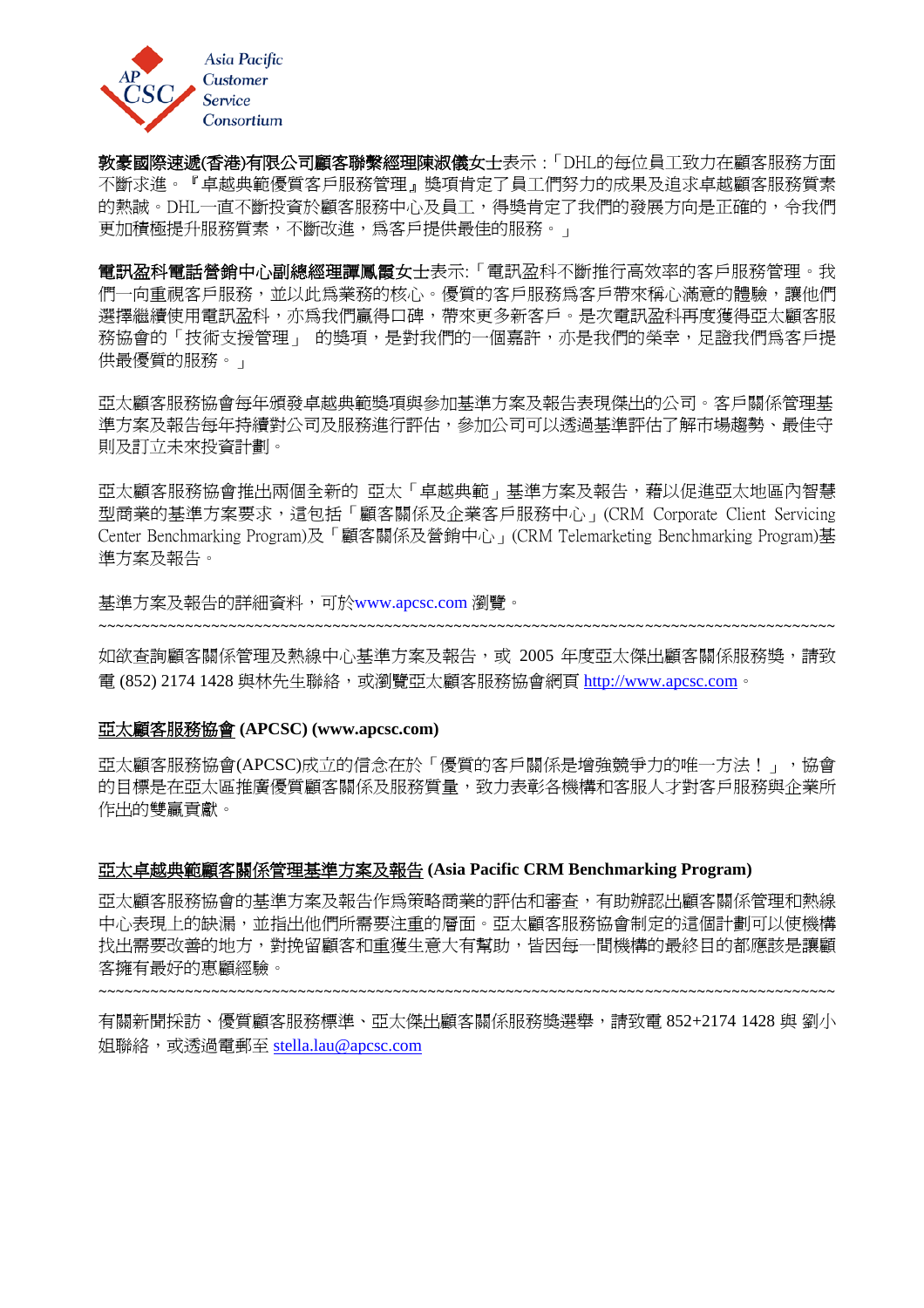Asia Pacific Customer Service Consortium

**敦豪國際速遞(香港)有限公司顧客聯繫經理陳淑儀女士**表示：「DHL的每位員工致力在顧客服務方面不斷求進。『卓越典範優質客戶服務管理』獎項肯定了員工們努力的成果及追求卓越顧客服務質素的熱誠。DHL一直不斷投資於顧客服務中心及員工，得獎肯定了我們的發展方向是正確的，令我們更加積極提升服務質素，不斷改進，為客戶提供最佳的服務。」

**電訊盈科電話營銷中心副總經理譚鳳霞女士**表示:「電訊盈科不斷推行高效率的客戶服務管理。我們一向重視客戶服務，並以此為業務的核心。優質的客戶服務為客戶帶來稱心滿意的體驗，讓他們選擇繼續使用電訊盈科，亦為我們贏得口碑，帶來更多新客戶。是次電訊盈科再度獲得亞太顧客服務協會的「技術支援管理」 的獎項，是對我們的一個嘉許，亦是我們的榮幸，足證我們為客戶提供最優質的服務。」

亞太顧客服務協會每年頒發卓越典範獎項與參加基準方案及報告表現傑出的公司。客戶關係管理基準方案及報告每年持續對公司及服務進行評估，參加公司可以透過基準評估了解市場趨勢、最佳守則及訂立未來投資計劃。

亞太顧客服務協會推出兩個全新的 亞太「卓越典範」基準方案及報告，藉以促進亞太地區內智慧型商業的基準方案要求，這包括「顧客關係及企業客戶服務中心」(CRM Corporate Client Servicing Center Benchmarking Program)及「顧客關係及營銷中心」(CRM Telemarketing Benchmarking Program)基準方案及報告。

基準方案及報告的詳細資料，可於www.apcsc.com 瀏覽。

~~~~~~~~~~~~~~~~~~~~~~~~~~~~~~~~~~~~~~~~~~~~~~~~~~~~~~~~~~~~~~~~~~~~~~~~~~~~~~~~~~~~~~~~~~~~~~~~

如欲查詢顧客關係管理及熱線中心基準方案及報告，或 2005 年度亞太傑出顧客關係服務獎，請致電 (852) 2174 1428 與林先生聯絡，或瀏覽亞太顧客服務協會網頁 http://www.apcsc.com。

**亞太顧客服務協會 (APCSC) (www.apcsc.com)**

亞太顧客服務協會(APCSC)成立的信念在於「優質的客戶關係是增強競爭力的唯一方法！」，協會的目標是在亞太區推廣優質顧客關係及服務質量，致力表彰各機構和客服人才對客戶服務與企業所作出的雙贏貢獻。

**亞太卓越典範顧客關係管理基準方案及報告 (Asia Pacific CRM Benchmarking Program)**

亞太顧客服務協會的基準方案及報告作為策略商業的評估和審查，有助辦認出顧客關係管理和熱線中心表現上的缺漏，並指出他們所需要注重的層面。亞太顧客服務協會制定的這個計劃可以使機構找出需要改善的地方，對挽留顧客和重獲生意大有幫助，皆因每一間機構的最終目的都應該是讓顧客擁有最好的惠顧經驗。

~~~~~~~~~~~~~~~~~~~~~~~~~~~~~~~~~~~~~~~~~~~~~~~~~~~~~~~~~~~~~~~~~~~~~~~~~~~~~~~~~~~~~~~~~~~~~~~~

有關新聞採訪、優質顧客服務標準、亞太傑出顧客關係服務獎選舉，請致電 852+2174 1428 與 劉小姐聯絡，或透過電郵至 stella.lau@apcsc.com